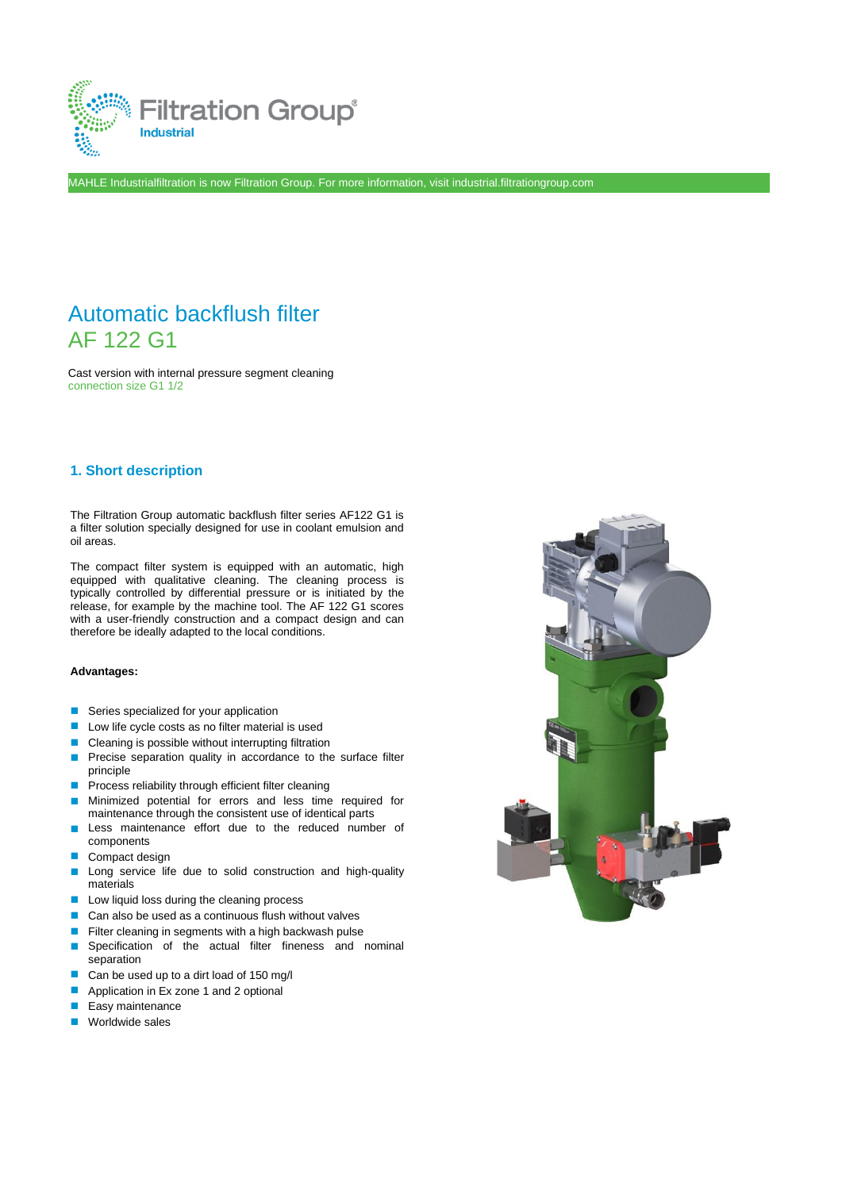Filtration Group Industrial

MAHLE Industrialfiltration is now Filtration Group. For more information, visit industrial.filtrationgroup.com

# Automatic backflush filter AF 122 G1

Cast version with internal pressure segment cleaning
connection size G1 1/2

## 1. Short description

The Filtration Group automatic backflush filter series AF122 G1 is a filter solution specially designed for use in coolant emulsion and oil areas.

The compact filter system is equipped with an automatic, high equipped with qualitative cleaning. The cleaning process is typically controlled by differential pressure or is initiated by the release, for example by the machine tool. The AF 122 G1 scores with a user-friendly construction and a compact design and can therefore be ideally adapted to the local conditions.

**Advantages:**

- Series specialized for your application
- Low life cycle costs as no filter material is used
- Cleaning is possible without interrupting filtration
- Precise separation quality in accordance to the surface filter principle
- Process reliability through efficient filter cleaning
- Minimized potential for errors and less time required for maintenance through the consistent use of identical parts
- Less maintenance effort due to the reduced number of components
- Compact design
- Long service life due to solid construction and high-quality materials
- Low liquid loss during the cleaning process
- Can also be used as a continuous flush without valves
- Filter cleaning in segments with a high backwash pulse
- Specification of the actual filter fineness and nominal separation
- Can be used up to a dirt load of 150 mg/l
- Application in Ex zone 1 and 2 optional
- Easy maintenance
- Worldwide sales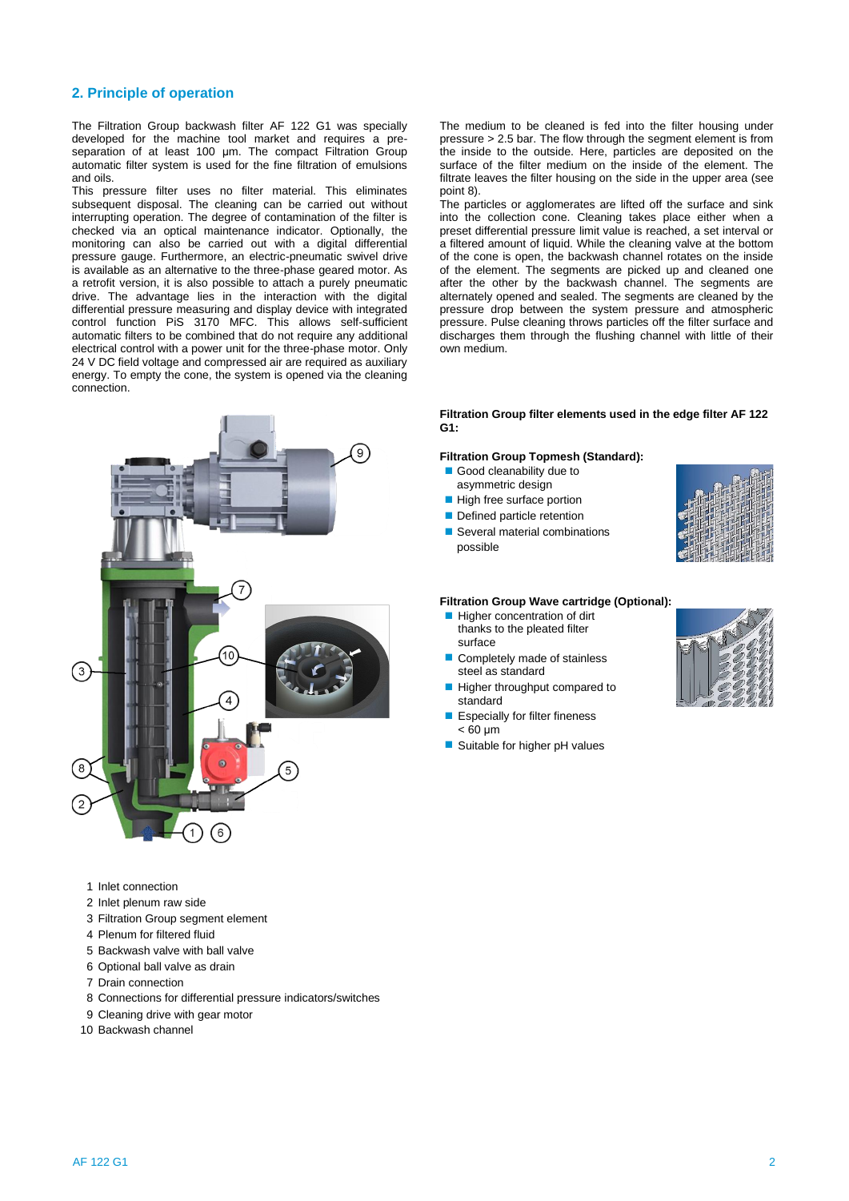## 2. Principle of operation

The Filtration Group backwash filter AF 122 G1 was specially developed for the machine tool market and requires a pre-separation of at least 100 µm. The compact Filtration Group automatic filter system is used for the fine filtration of emulsions and oils.

This pressure filter uses no filter material. This eliminates subsequent disposal. The cleaning can be carried out without interrupting operation. The degree of contamination of the filter is checked via an optical maintenance indicator. Optionally, the monitoring can also be carried out with a digital differential pressure gauge. Furthermore, an electric-pneumatic swivel drive is available as an alternative to the three-phase geared motor. As a retrofit version, it is also possible to attach a purely pneumatic drive. The advantage lies in the interaction with the digital differential pressure measuring and display device with integrated control function PiS 3170 MFC. This allows self-sufficient automatic filters to be combined that do not require any additional electrical control with a power unit for the three-phase motor. Only 24 V DC field voltage and compressed air are required as auxiliary energy. To empty the cone, the system is opened via the cleaning connection.

The medium to be cleaned is fed into the filter housing under pressure > 2.5 bar. The flow through the segment element is from the inside to the outside. Here, particles are deposited on the surface of the filter medium on the inside of the element. The filtrate leaves the filter housing on the side in the upper area (see point 8).

The particles or agglomerates are lifted off the surface and sink into the collection cone. Cleaning takes place either when a preset differential pressure limit value is reached, a set interval or a filtered amount of liquid. While the cleaning valve at the bottom of the cone is open, the backwash channel rotates on the inside of the element. The segments are picked up and cleaned one after the other by the backwash channel. The segments are alternately opened and sealed. The segments are cleaned by the pressure drop between the system pressure and atmospheric pressure. Pulse cleaning throws particles off the filter surface and discharges them through the flushing channel with little of their own medium.

1 Inlet connection
2 Inlet plenum raw side
3 Filtration Group segment element
4 Plenum for filtered fluid
5 Backwash valve with ball valve
6 Optional ball valve as drain
7 Drain connection
8 Connections for differential pressure indicators/switches
9 Cleaning drive with gear motor
10 Backwash channel

**Filtration Group filter elements used in the edge filter AF 122 G1:**

**Filtration Group Topmesh (Standard):**

- Good cleanability due to asymmetric design
- High free surface portion
- Defined particle retention
- Several material combinations possible

**Filtration Group Wave cartridge (Optional):**

- Higher concentration of dirt thanks to the pleated filter surface
- Completely made of stainless steel as standard
- Higher throughput compared to standard
- Especially for filter fineness < 60 µm
- Suitable for higher pH values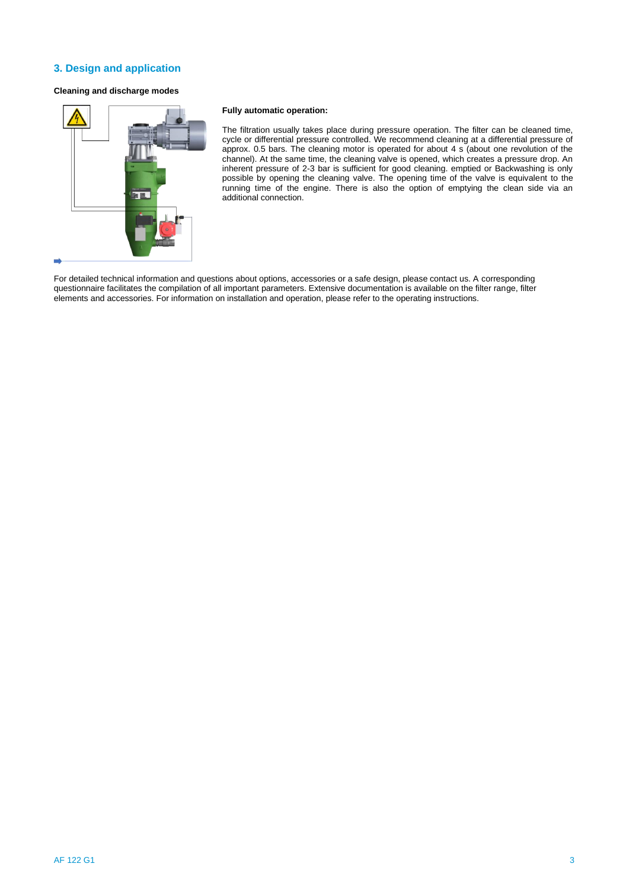## 3. Design and application

**Cleaning and discharge modes**

**Fully automatic operation:**

The filtration usually takes place during pressure operation. The filter can be cleaned time, cycle or differential pressure controlled. We recommend cleaning at a differential pressure of approx. 0.5 bars. The cleaning motor is operated for about 4 s (about one revolution of the channel). At the same time, the cleaning valve is opened, which creates a pressure drop. An inherent pressure of 2-3 bar is sufficient for good cleaning. emptied or Backwashing is only possible by opening the cleaning valve. The opening time of the valve is equivalent to the running time of the engine. There is also the option of emptying the clean side via an additional connection.

For detailed technical information and questions about options, accessories or a safe design, please contact us. A corresponding questionnaire facilitates the compilation of all important parameters. Extensive documentation is available on the filter range, filter elements and accessories. For information on installation and operation, please refer to the operating instructions.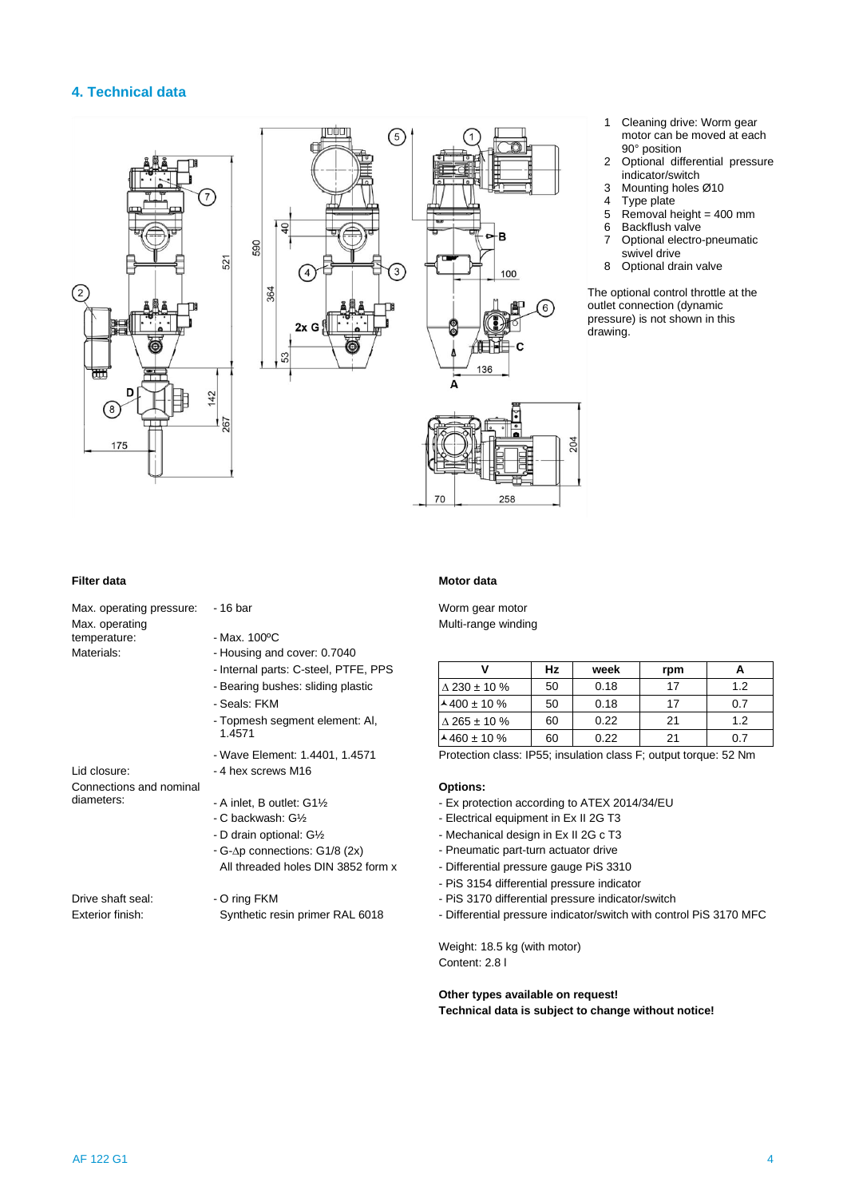## 4. Technical data

1 Cleaning drive: Worm gear motor can be moved at each 90° position
2 Optional differential pressure indicator/switch
3 Mounting holes Ø10
4 Type plate
5 Removal height = 400 mm
6 Backflush valve
7 Optional electro-pneumatic swivel drive
8 Optional drain valve

The optional control throttle at the outlet connection (dynamic pressure) is not shown in this drawing.

### Filter data

Max. operating pressure: - 16 bar

Max. operating temperature: - Max. 100ºC

Materials:
- Housing and cover: 0.7040
- Internal parts: C-steel, PTFE, PPS
- Bearing bushes: sliding plastic
- Seals: FKM
- Topmesh segment element: Al, 1.4571
- Wave Element: 1.4401, 1.4571

Lid closure: - 4 hex screws M16

Connections and nominal diameters:
- A inlet, B outlet: G1½
- C backwash: G½
- D drain optional: G½
- G-Δp connections: G1/8 (2x)
All threaded holes DIN 3852 form x

Drive shaft seal: - O ring FKM

Exterior finish: Synthetic resin primer RAL 6018

### Motor data

Worm gear motor
Multi-range winding

| V | Hz | week | rpm | A |
|---|---|---|---|---|
| Δ 230 ± 10 % | 50 | 0.18 | 17 | 1.2 |
| ⅄ 400 ± 10 % | 50 | 0.18 | 17 | 0.7 |
| Δ 265 ± 10 % | 60 | 0.22 | 21 | 1.2 |
| ⅄ 460 ± 10 % | 60 | 0.22 | 21 | 0.7 |

Protection class: IP55; insulation class F; output torque: 52 Nm

**Options:**
- Ex protection according to ATEX 2014/34/EU
- Electrical equipment in Ex II 2G T3
- Mechanical design in Ex II 2G c T3
- Pneumatic part-turn actuator drive
- Differential pressure gauge PiS 3310
- PiS 3154 differential pressure indicator
- PiS 3170 differential pressure indicator/switch
- Differential pressure indicator/switch with control PiS 3170 MFC

Weight: 18.5 kg (with motor)
Content: 2.8 l

**Other types available on request!**
**Technical data is subject to change without notice!**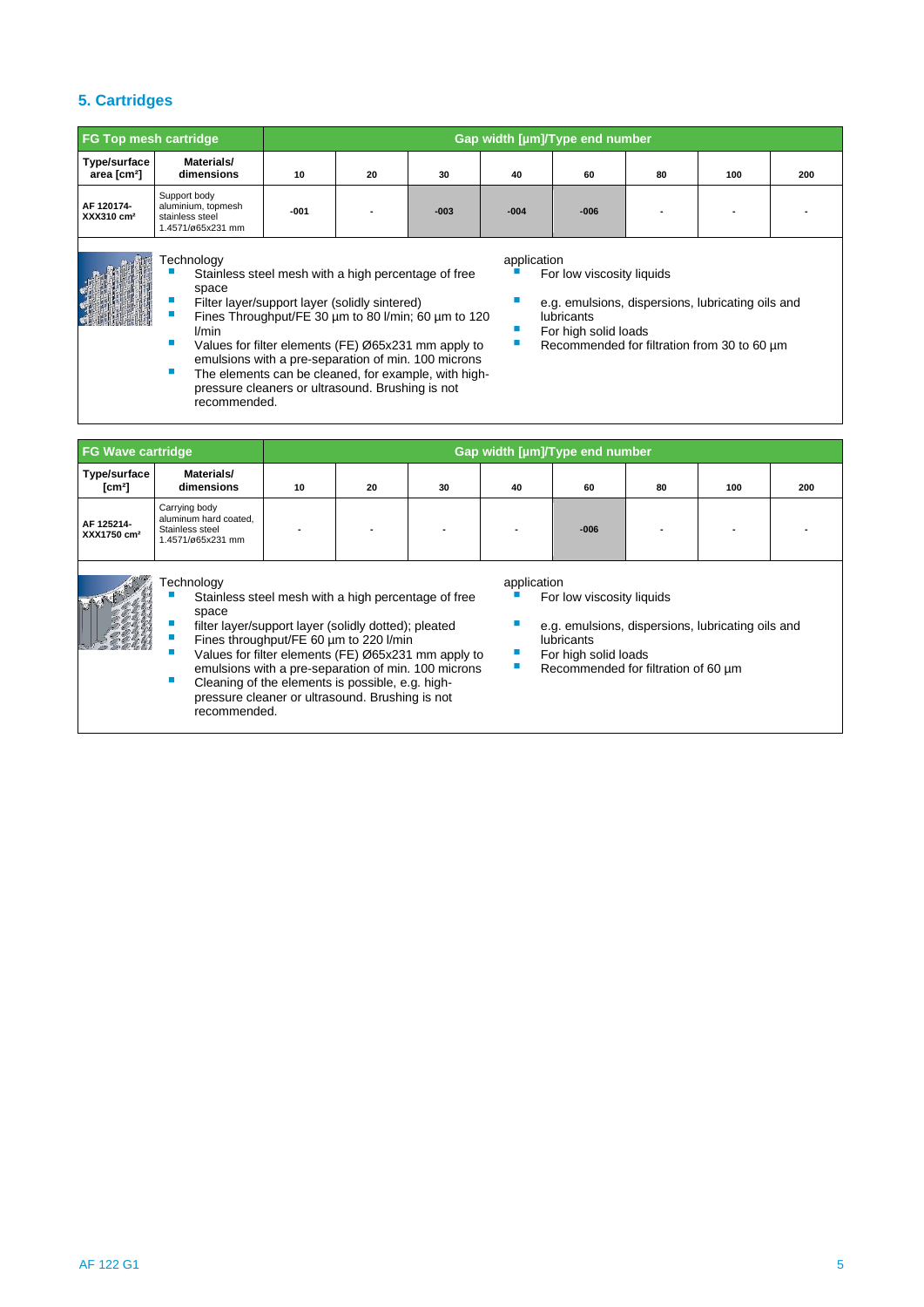## 5. Cartridges

| FG Top mesh cartridge | | Gap width [µm]/Type end number | | | | | | | |
|---|---|---|---|---|---|---|---|---|---|
| Type/surface area [cm²] | Materials/ dimensions | 10 | 20 | 30 | 40 | 60 | 80 | 100 | 200 |
| AF 120174-XXX310 cm² | Support body aluminium, topmesh stainless steel 1.4571/ø65x231 mm | -001 | - | -003 | -004 | -006 | - | - | - |

Technology
- Stainless steel mesh with a high percentage of free space
- Filter layer/support layer (solidly sintered)
- Fines Throughput/FE 30 µm to 80 l/min; 60 µm to 120 l/min
- Values for filter elements (FE) Ø65x231 mm apply to emulsions with a pre-separation of min. 100 microns
- The elements can be cleaned, for example, with high-pressure cleaners or ultrasound. Brushing is not recommended.

application
- For low viscosity liquids
- e.g. emulsions, dispersions, lubricating oils and lubricants
- For high solid loads
- Recommended for filtration from 30 to 60 µm

| FG Wave cartridge | | Gap width [µm]/Type end number | | | | | | | |
|---|---|---|---|---|---|---|---|---|---|
| Type/surface [cm²] | Materials/ dimensions | 10 | 20 | 30 | 40 | 60 | 80 | 100 | 200 |
| AF 125214-XXX1750 cm² | Carrying body aluminum hard coated, Stainless steel 1.4571/ø65x231 mm | - | - | - | - | -006 | - | - | - |

Technology
- Stainless steel mesh with a high percentage of free space
- filter layer/support layer (solidly dotted); pleated
- Fines throughput/FE 60 µm to 220 l/min
- Values for filter elements (FE) Ø65x231 mm apply to emulsions with a pre-separation of min. 100 microns
- Cleaning of the elements is possible, e.g. high-pressure cleaner or ultrasound. Brushing is not recommended.

application
- For low viscosity liquids
- e.g. emulsions, dispersions, lubricating oils and lubricants
- For high solid loads
- Recommended for filtration of 60 µm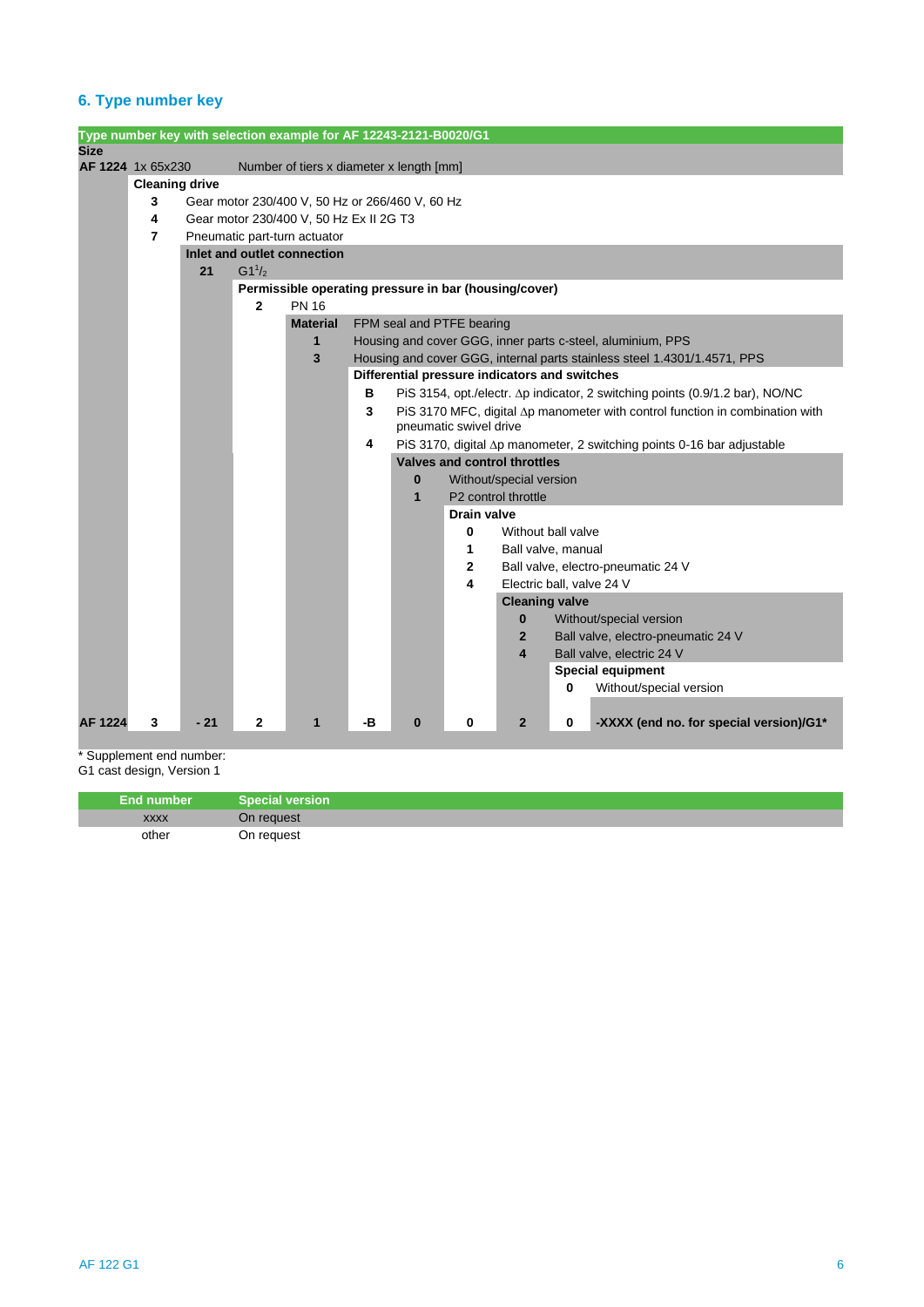## 6. Type number key

**Type number key with selection example for AF 12243-2121-B0020/G1**

**Size**

**AF 1224** 1x 65x230 — Number of tiers x diameter x length [mm]

**Cleaning drive**

| Code | Description |
|---|---|
| 3 | Gear motor 230/400 V, 50 Hz or 266/460 V, 60 Hz |
| 4 | Gear motor 230/400 V, 50 Hz Ex II 2G T3 |
| 7 | Pneumatic part-turn actuator |

**Inlet and outlet connection**

| Code | Description |
|---|---|
| 21 | G1$^{1}/_{2}$ |

**Permissible operating pressure in bar (housing/cover)**

| Code | Description |
|---|---|
| 2 | PN 16 |

**Material** — FPM seal and PTFE bearing

| Code | Description |
|---|---|
| 1 | Housing and cover GGG, inner parts c-steel, aluminium, PPS |
| 3 | Housing and cover GGG, internal parts stainless steel 1.4301/1.4571, PPS |

**Differential pressure indicators and switches**

| Code | Description |
|---|---|
| B | PiS 3154, opt./electr. Δp indicator, 2 switching points (0.9/1.2 bar), NO/NC |
| 3 | PiS 3170 MFC, digital Δp manometer with control function in combination with pneumatic swivel drive |
| 4 | PiS 3170, digital Δp manometer, 2 switching points 0-16 bar adjustable |

**Valves and control throttles**

| Code | Description |
|---|---|
| 0 | Without/special version |
| 1 | P2 control throttle |

**Drain valve**

| Code | Description |
|---|---|
| 0 | Without ball valve |
| 1 | Ball valve, manual |
| 2 | Ball valve, electro-pneumatic 24 V |
| 4 | Electric ball, valve 24 V |

**Cleaning valve**

| Code | Description |
|---|---|
| 0 | Without/special version |
| 2 | Ball valve, electro-pneumatic 24 V |
| 4 | Ball valve, electric 24 V |

**Special equipment**

| Code | Description |
|---|---|
| 0 | Without/special version |

**Example:**

| Size | Cleaning drive | Connection | Pressure | Material | Δp indicator | Valves/throttles | Drain valve | Cleaning valve | Special equipment | End number |
|---|---|---|---|---|---|---|---|---|---|---|
| **AF 1224** | **3** | **- 21** | **2** | **1** | **-B** | **0** | **0** | **2** | **0** | **-XXXX (end no. for special version)/G1*** |

* Supplement end number:
G1 cast design, Version 1

| End number | Special version |
|---|---|
| XXXX | On request |
| other | On request |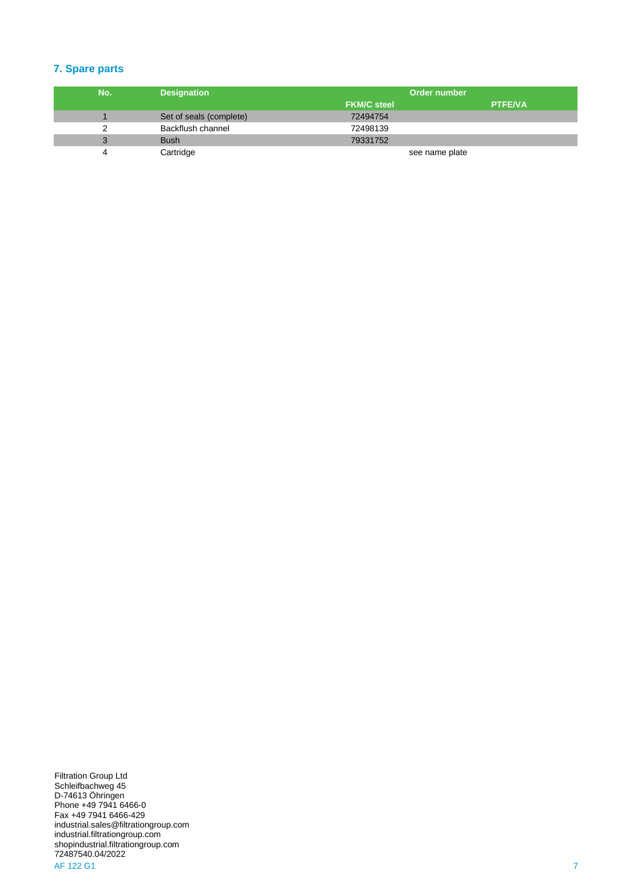## 7. Spare parts

| No. | Designation | Order number | |
|---|---|---|---|
| | | FKM/C steel | PTFE/VA |
| 1 | Set of seals (complete) | 72494754 | |
| 2 | Backflush channel | 72498139 | |
| 3 | Bush | 79331752 | |
| 4 | Cartridge | see name plate | |

Filtration Group Ltd
Schleifbachweg 45
D-74613 Öhringen
Phone +49 7941 6466-0
Fax +49 7941 6466-429
industrial.sales@filtrationgroup.com
industrial.filtrationgroup.com
shopindustrial.filtrationgroup.com
72487540.04/2022